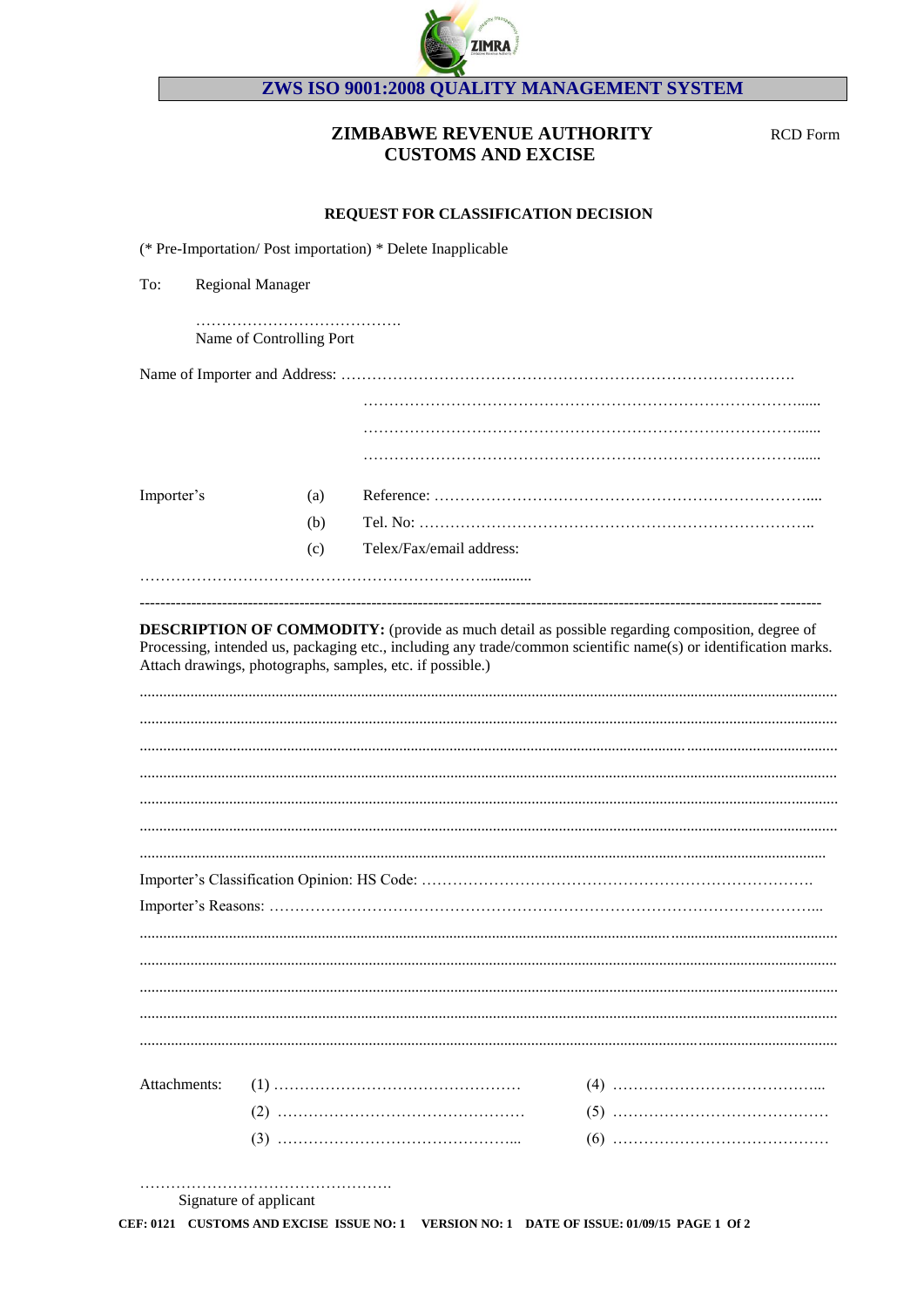ZIMRA

**ZWS ISO 9001:2008 QUALITY MANAGEMENT SYSTEM**

## ZIMBABWE REVENUE AUTHORITY
## CUSTOMS AND EXCISE

RCD Form

### REQUEST FOR CLASSIFICATION DECISION

(* Pre-Importation/ Post importation) * Delete Inapplicable

To: Regional Manager

………………………………….
Name of Controlling Port

Name of Importer and Address: ……………………………………………………………………………

……………………………………………………………………………......

……………………………………………………………………………......

……………………………………………………………………………......

Importer's

(a) Reference: ………………………………………………………………....

(b) Tel. No: ……………………………………………………………………..

(c) Telex/Fax/email address:

…………………………………………………………............

---

**DESCRIPTION OF COMMODITY:** (provide as much detail as possible regarding composition, degree of Processing, intended us, packaging etc., including any trade/common scientific name(s) or identification marks. Attach drawings, photographs, samples, etc. if possible.)

..............................................................................................................................................................

..............................................................................................................................................................

..............................................................................................................................................................

..............................................................................................................................................................

..............................................................................................................................................................

..............................................................................................................................................................

..............................................................................................................................................................

Importer's Classification Opinion: HS Code: ……………………………………………………………….

Importer's Reasons: ………………………………………………………………………………………...

..............................................................................................................................................................

..............................................................................................................................................................

..............................................................................................................................................................

..............................................................................................................................................................

..............................................................................................................................................................

Attachments:

(1) ………………………………………… (4) …………………………………...

(2) ………………………………………… (5) ……………………………………

(3) ………………………………………... (6) ……………………………………

………………………………………….
Signature of applicant

**CEF: 0121 CUSTOMS AND EXCISE ISSUE NO: 1 VERSION NO: 1 DATE OF ISSUE: 01/09/15**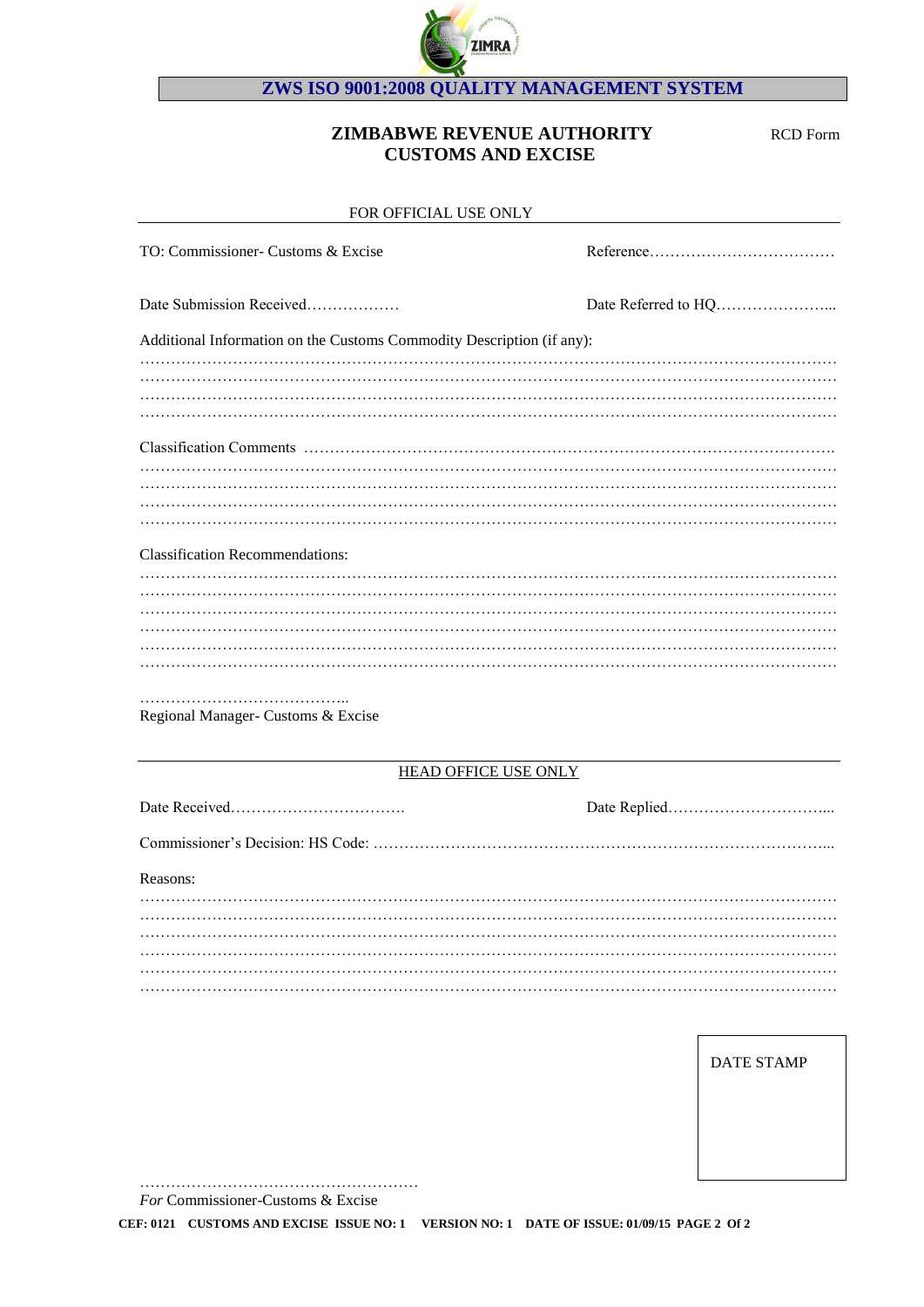**ZWS ISO 9001:2008 QUALITY MANAGEMENT SYSTEM**

## ZIMBABWE REVENUE AUTHORITY
## CUSTOMS AND EXCISE

RCD Form

FOR OFFICIAL USE ONLY

TO: Commissioner- Customs & Excise  Reference………………………………

Date Submission Received………………  Date Referred to HQ…………………...

Additional Information on the Customs Commodity Description (if any):

…………………………………………………………………………………………………………………
…………………………………………………………………………………………………………………
…………………………………………………………………………………………………………………
…………………………………………………………………………………………………………………

Classification Comments ……………………………………………………………………………………….
…………………………………………………………………………………………………………………
…………………………………………………………………………………………………………………
…………………………………………………………………………………………………………………
…………………………………………………………………………………………………………………

Classification Recommendations:

…………………………………………………………………………………………………………………
…………………………………………………………………………………………………………………
…………………………………………………………………………………………………………………
…………………………………………………………………………………………………………………
…………………………………………………………………………………………………………………
…………………………………………………………………………………………………………………

…………………………………..
Regional Manager- Customs & Excise

HEAD OFFICE USE ONLY

Date Received…………………………….  Date Replied…………………………...

Commissioner's Decision: HS Code: ……………………………………………………………………………...

Reasons:

…………………………………………………………………………………………………………………
…………………………………………………………………………………………………………………
…………………………………………………………………………………………………………………
…………………………………………………………………………………………………………………
…………………………………………………………………………………………………………………
…………………………………………………………………………………………………………………

DATE STAMP

………………………………………………
*For* Commissioner-Customs & Excise

**CEF: 0121 CUSTOMS AND EXCISE ISSUE NO: 1 VERSION NO: 1 DATE OF ISSUE: 01/09/15**